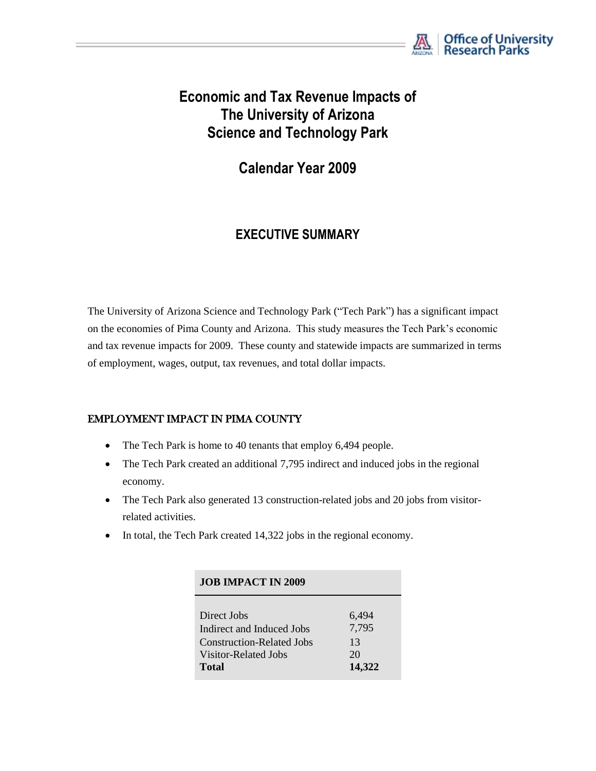# Economic and Tax Revenue Impacts of The University of Arizona Science and Technology Park

## Calendar Year 2009

## EXECUTIVE SUMMARY

The University of Arizona Science and Technology Park ("Tech Park") has a significant impact on the economies of Pima County and Arizona. This study measures the Tech Park's economic and tax revenue impacts for 2009. These county and statewide impacts are summarized in terms of employment, wages, output, tax revenues, and total dollar impacts.

### EMPLOYMENT IMPACT IN PIMA COUNTY

- The Tech Park is home to 40 tenants that employ 6,494 people.
- The Tech Park created an additional 7,795 indirect and induced jobs in the regional economy.
- The Tech Park also generated 13 construction-related jobs and 20 jobs from visitor-related activities.
- In total, the Tech Park created 14,322 jobs in the regional economy.

| JOB IMPACT IN 2009 | |
|---|---|
| Direct Jobs | 6,494 |
| Indirect and Induced Jobs | 7,795 |
| Construction-Related Jobs | 13 |
| Visitor-Related Jobs | 20 |
| **Total** | **14,322** |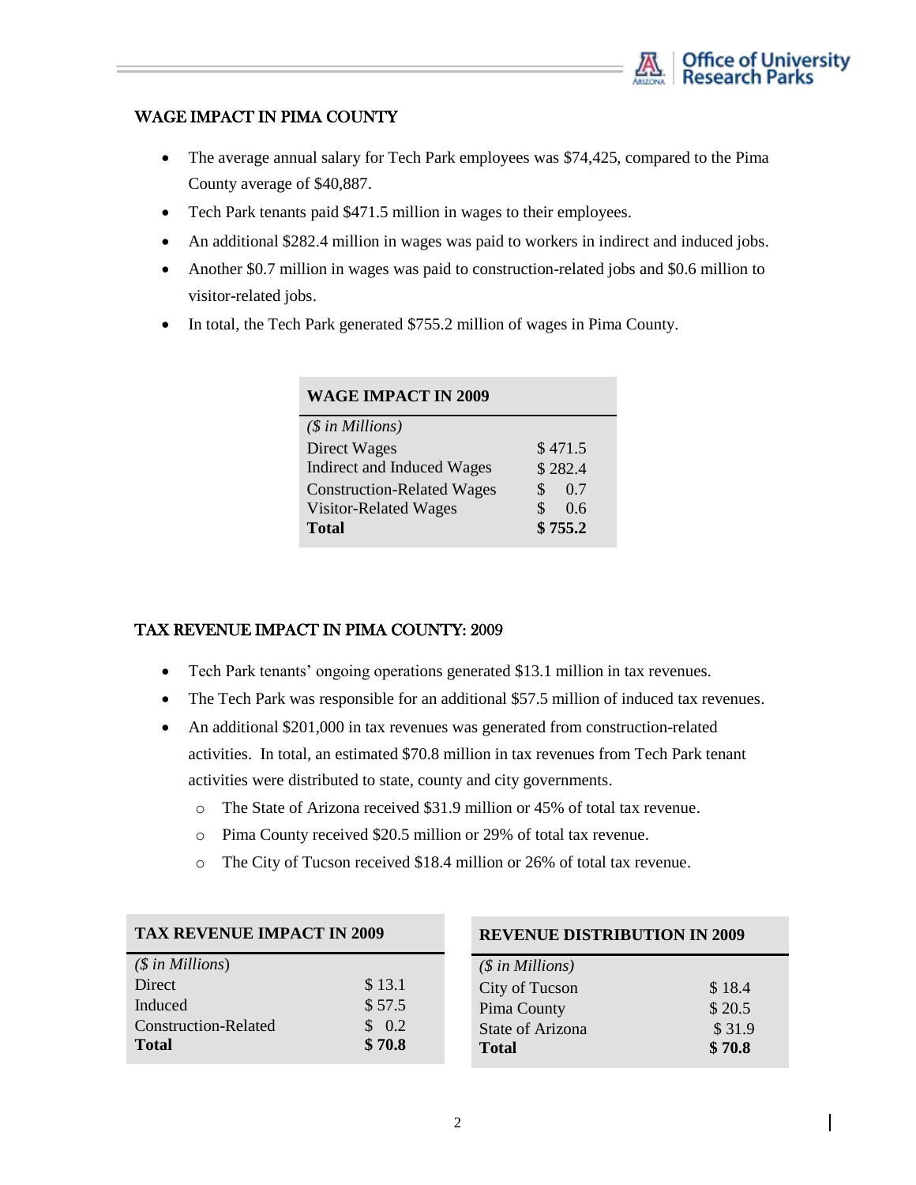## WAGE IMPACT IN PIMA COUNTY

- The average annual salary for Tech Park employees was $74,425, compared to the Pima County average of $40,887.
- Tech Park tenants paid $471.5 million in wages to their employees.
- An additional $282.4 million in wages was paid to workers in indirect and induced jobs.
- Another $0.7 million in wages was paid to construction-related jobs and $0.6 million to visitor-related jobs.
- In total, the Tech Park generated $755.2 million of wages in Pima County.

| **WAGE IMPACT IN 2009** | |
|---|---|
| *($ in Millions)* | |
| Direct Wages | $ 471.5 |
| Indirect and Induced Wages | $ 282.4 |
| Construction-Related Wages | $ 0.7 |
| Visitor-Related Wages | $ 0.6 |
| **Total** | **$ 755.2** |

## TAX REVENUE IMPACT IN PIMA COUNTY: 2009

- Tech Park tenants' ongoing operations generated $13.1 million in tax revenues.
- The Tech Park was responsible for an additional $57.5 million of induced tax revenues.
- An additional $201,000 in tax revenues was generated from construction-related activities. In total, an estimated $70.8 million in tax revenues from Tech Park tenant activities were distributed to state, county and city governments.
  - The State of Arizona received $31.9 million or 45% of total tax revenue.
  - Pima County received $20.5 million or 29% of total tax revenue.
  - The City of Tucson received $18.4 million or 26% of total tax revenue.

| **TAX REVENUE IMPACT IN 2009** | |
|---|---|
| *($ in Millions)* | |
| Direct | $ 13.1 |
| Induced | $ 57.5 |
| Construction-Related | $ 0.2 |
| **Total** | **$ 70.8** |

| **REVENUE DISTRIBUTION IN 2009** | |
|---|---|
| *($ in Millions)* | |
| City of Tucson | $ 18.4 |
| Pima County | $ 20.5 |
| State of Arizona | $ 31.9 |
| **Total** | **$ 70.8** |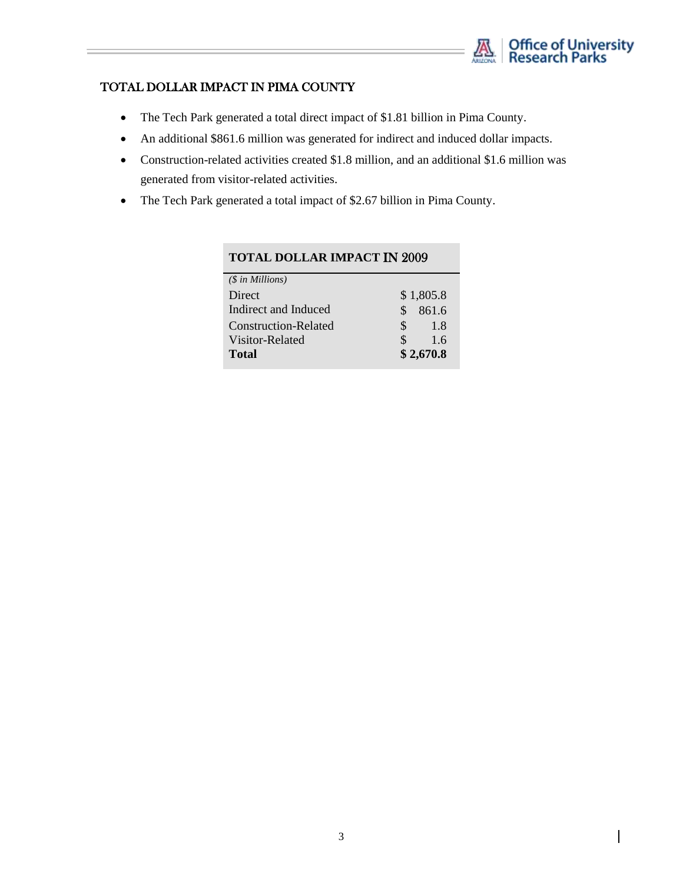## TOTAL DOLLAR IMPACT IN PIMA COUNTY

- The Tech Park generated a total direct impact of $1.81 billion in Pima County.
- An additional $861.6 million was generated for indirect and induced dollar impacts.
- Construction-related activities created $1.8 million, and an additional $1.6 million was generated from visitor-related activities.
- The Tech Park generated a total impact of $2.67 billion in Pima County.

| TOTAL DOLLAR IMPACT IN 2009 | |
|---|---|
| *($ in Millions)* | |
| Direct | $ 1,805.8 |
| Indirect and Induced | $ 861.6 |
| Construction-Related | $ 1.8 |
| Visitor-Related | $ 1.6 |
| **Total** | **$ 2,670.8** |